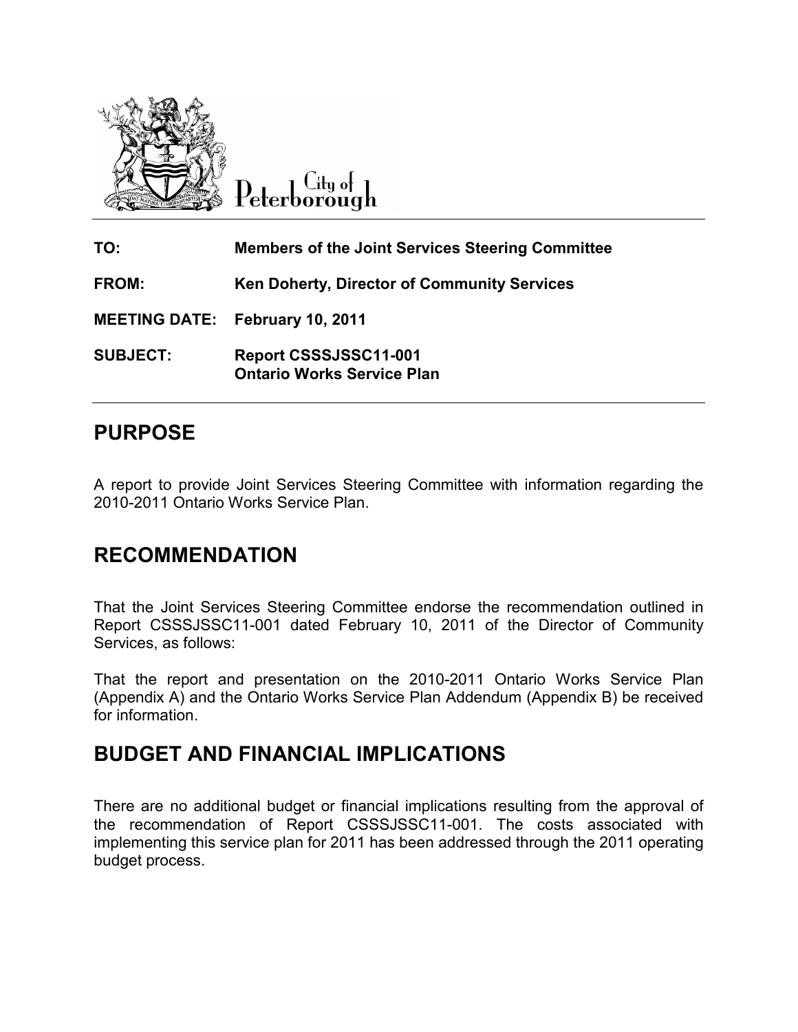City of Peterborough

| | |
|---|---|
| **TO:** | **Members of the Joint Services Steering Committee** |
| **FROM:** | **Ken Doherty, Director of Community Services** |
| **MEETING DATE:** | **February 10, 2011** |
| **SUBJECT:** | **Report CSSSJSSC11-001**<br>**Ontario Works Service Plan** |

## PURPOSE

A report to provide Joint Services Steering Committee with information regarding the 2010-2011 Ontario Works Service Plan.

## RECOMMENDATION

That the Joint Services Steering Committee endorse the recommendation outlined in Report CSSSJSSC11-001 dated February 10, 2011 of the Director of Community Services, as follows:

That the report and presentation on the 2010-2011 Ontario Works Service Plan (Appendix A) and the Ontario Works Service Plan Addendum (Appendix B) be received for information.

## BUDGET AND FINANCIAL IMPLICATIONS

There are no additional budget or financial implications resulting from the approval of the recommendation of Report CSSSJSSC11-001. The costs associated with implementing this service plan for 2011 has been addressed through the 2011 operating budget process.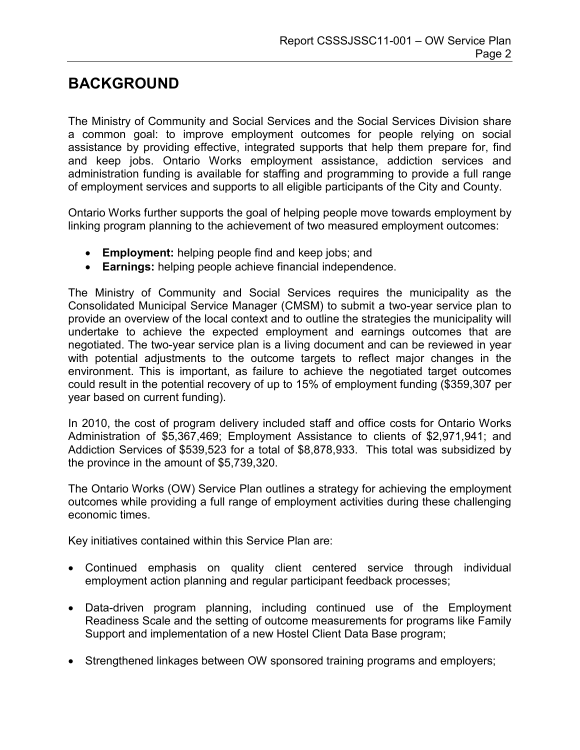# BACKGROUND

The Ministry of Community and Social Services and the Social Services Division share a common goal: to improve employment outcomes for people relying on social assistance by providing effective, integrated supports that help them prepare for, find and keep jobs. Ontario Works employment assistance, addiction services and administration funding is available for staffing and programming to provide a full range of employment services and supports to all eligible participants of the City and County.

Ontario Works further supports the goal of helping people move towards employment by linking program planning to the achievement of two measured employment outcomes:

- **Employment:** helping people find and keep jobs; and
- **Earnings:** helping people achieve financial independence.

The Ministry of Community and Social Services requires the municipality as the Consolidated Municipal Service Manager (CMSM) to submit a two-year service plan to provide an overview of the local context and to outline the strategies the municipality will undertake to achieve the expected employment and earnings outcomes that are negotiated. The two-year service plan is a living document and can be reviewed in year with potential adjustments to the outcome targets to reflect major changes in the environment. This is important, as failure to achieve the negotiated target outcomes could result in the potential recovery of up to 15% of employment funding ($359,307 per year based on current funding).

In 2010, the cost of program delivery included staff and office costs for Ontario Works Administration of $5,367,469; Employment Assistance to clients of $2,971,941; and Addiction Services of $539,523 for a total of $8,878,933. This total was subsidized by the province in the amount of $5,739,320.

The Ontario Works (OW) Service Plan outlines a strategy for achieving the employment outcomes while providing a full range of employment activities during these challenging economic times.

Key initiatives contained within this Service Plan are:

- Continued emphasis on quality client centered service through individual employment action planning and regular participant feedback processes;

- Data-driven program planning, including continued use of the Employment Readiness Scale and the setting of outcome measurements for programs like Family Support and implementation of a new Hostel Client Data Base program;

- Strengthened linkages between OW sponsored training programs and employers;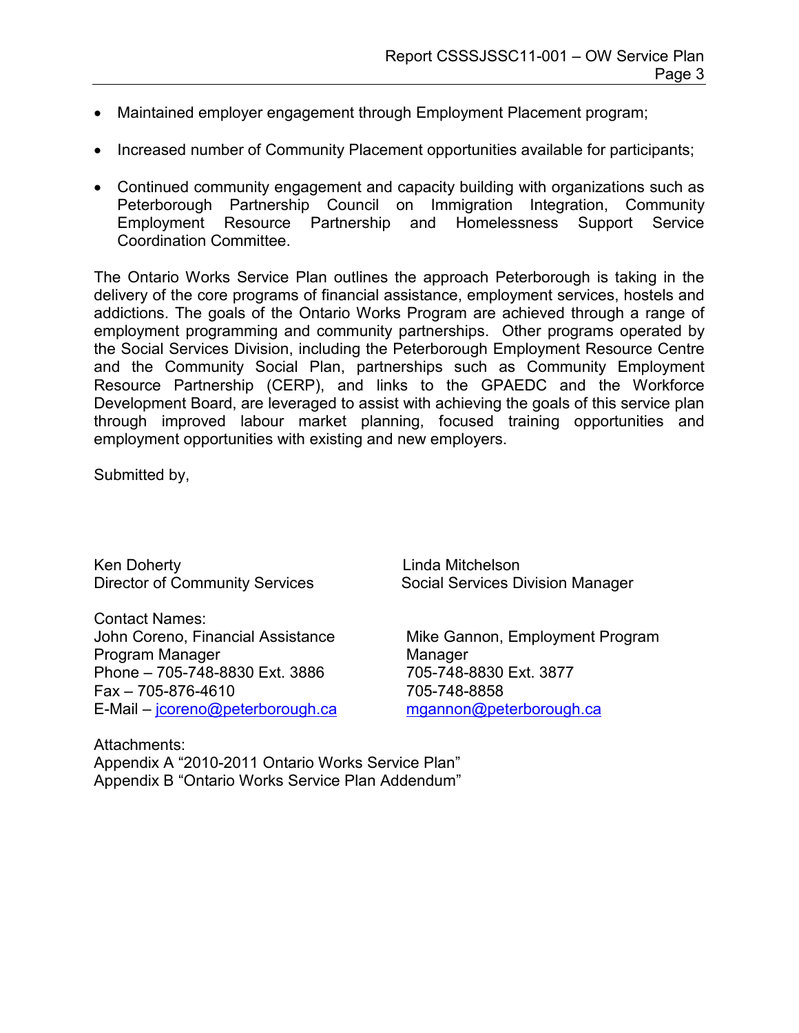- Maintained employer engagement through Employment Placement program;
- Increased number of Community Placement opportunities available for participants;
- Continued community engagement and capacity building with organizations such as Peterborough Partnership Council on Immigration Integration, Community Employment Resource Partnership and Homelessness Support Service Coordination Committee.

The Ontario Works Service Plan outlines the approach Peterborough is taking in the delivery of the core programs of financial assistance, employment services, hostels and addictions. The goals of the Ontario Works Program are achieved through a range of employment programming and community partnerships. Other programs operated by the Social Services Division, including the Peterborough Employment Resource Centre and the Community Social Plan, partnerships such as Community Employment Resource Partnership (CERP), and links to the GPAEDC and the Workforce Development Board, are leveraged to assist with achieving the goals of this service plan through improved labour market planning, focused training opportunities and employment opportunities with existing and new employers.

Submitted by,

Ken Doherty
Director of Community Services

Linda Mitchelson
Social Services Division Manager

Contact Names:

John Coreno, Financial Assistance Program Manager
Phone – 705-748-8830 Ext. 3886
Fax – 705-876-4610
E-Mail – jcoreno@peterborough.ca

Mike Gannon, Employment Program Manager
705-748-8830 Ext. 3877
705-748-8858
mgannon@peterborough.ca

Attachments:
Appendix A "2010-2011 Ontario Works Service Plan"
Appendix B "Ontario Works Service Plan Addendum"